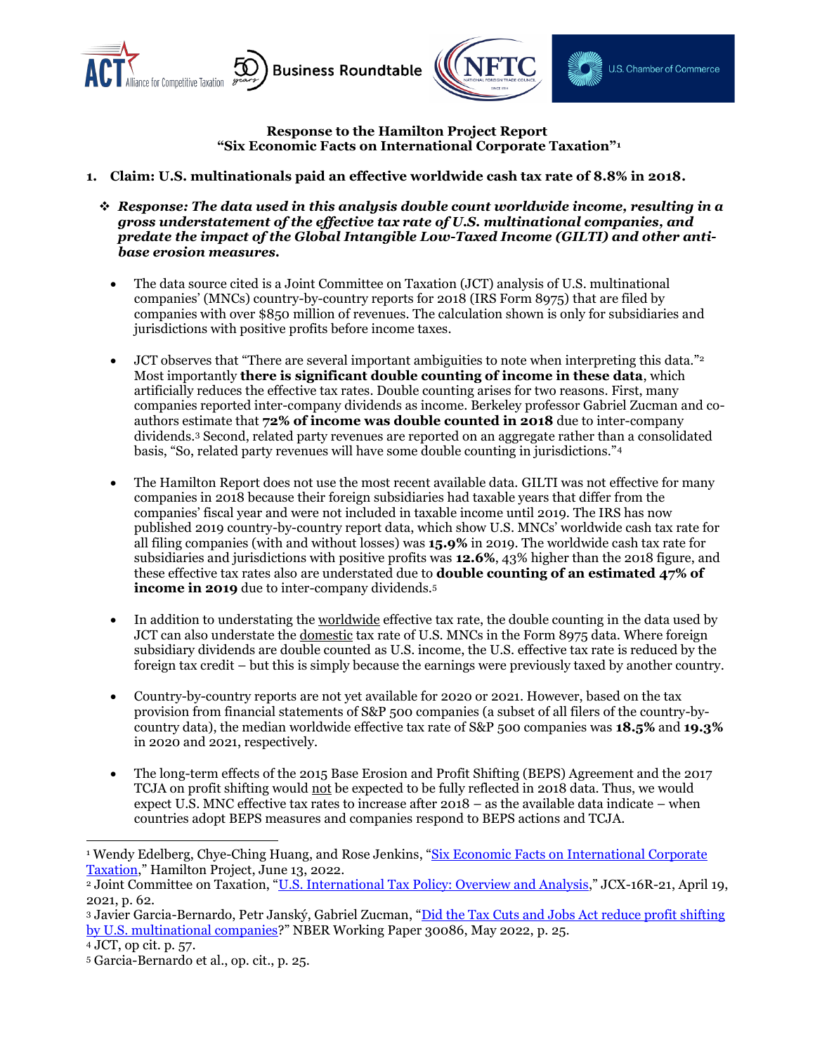**Response to the Hamilton Project Report**
**"Six Economic Facts on International Corporate Taxation"[1]**

1. **Claim: U.S. multinationals paid an effective worldwide cash tax rate of 8.8% in 2018.**

- ***Response: The data used in this analysis double count worldwide income, resulting in a gross understatement of the effective tax rate of U.S. multinational companies, and predate the impact of the Global Intangible Low-Taxed Income (GILTI) and other anti-base erosion measures.***

  - The data source cited is a Joint Committee on Taxation (JCT) analysis of U.S. multinational companies' (MNCs) country-by-country reports for 2018 (IRS Form 8975) that are filed by companies with over $850 million of revenues. The calculation shown is only for subsidiaries and jurisdictions with positive profits before income taxes.

  - JCT observes that "There are several important ambiguities to note when interpreting this data."[2] Most importantly **there is significant double counting of income in these data**, which artificially reduces the effective tax rates. Double counting arises for two reasons. First, many companies reported inter-company dividends as income. Berkeley professor Gabriel Zucman and co-authors estimate that **72% of income was double counted in 2018** due to inter-company dividends.[3] Second, related party revenues are reported on an aggregate rather than a consolidated basis, "So, related party revenues will have some double counting in jurisdictions."[4]

  - The Hamilton Report does not use the most recent available data. GILTI was not effective for many companies in 2018 because their foreign subsidiaries had taxable years that differ from the companies' fiscal year and were not included in taxable income until 2019. The IRS has now published 2019 country-by-country report data, which show U.S. MNCs' worldwide cash tax rate for all filing companies (with and without losses) was **15.9%** in 2019. The worldwide cash tax rate for subsidiaries and jurisdictions with positive profits was **12.6%**, 43% higher than the 2018 figure, and these effective tax rates also are understated due to **double counting of an estimated 47% of income in 2019** due to inter-company dividends.[5]

  - In addition to understating the worldwide effective tax rate, the double counting in the data used by JCT can also understate the domestic tax rate of U.S. MNCs in the Form 8975 data. Where foreign subsidiary dividends are double counted as U.S. income, the U.S. effective tax rate is reduced by the foreign tax credit – but this is simply because the earnings were previously taxed by another country.

  - Country-by-country reports are not yet available for 2020 or 2021. However, based on the tax provision from financial statements of S&P 500 companies (a subset of all filers of the country-by-country data), the median worldwide effective tax rate of S&P 500 companies was **18.5%** and **19.3%** in 2020 and 2021, respectively.

  - The long-term effects of the 2015 Base Erosion and Profit Shifting (BEPS) Agreement and the 2017 TCJA on profit shifting would not be expected to be fully reflected in 2018 data. Thus, we would expect U.S. MNC effective tax rates to increase after 2018 – as the available data indicate – when countries adopt BEPS measures and companies respond to BEPS actions and TCJA.

---

[1] Wendy Edelberg, Chye-Ching Huang, and Rose Jenkins, "Six Economic Facts on International Corporate Taxation," Hamilton Project, June 13, 2022.

[2] Joint Committee on Taxation, "U.S. International Tax Policy: Overview and Analysis," JCX-16R-21, April 19, 2021, p. 62.

[3] Javier Garcia-Bernardo, Petr Janský, Gabriel Zucman, "Did the Tax Cuts and Jobs Act reduce profit shifting by U.S. multinational companies?" NBER Working Paper 30086, May 2022, p. 25.

[4] JCT, op cit. p. 57.

[5] Garcia-Bernardo et al., op. cit., p. 25.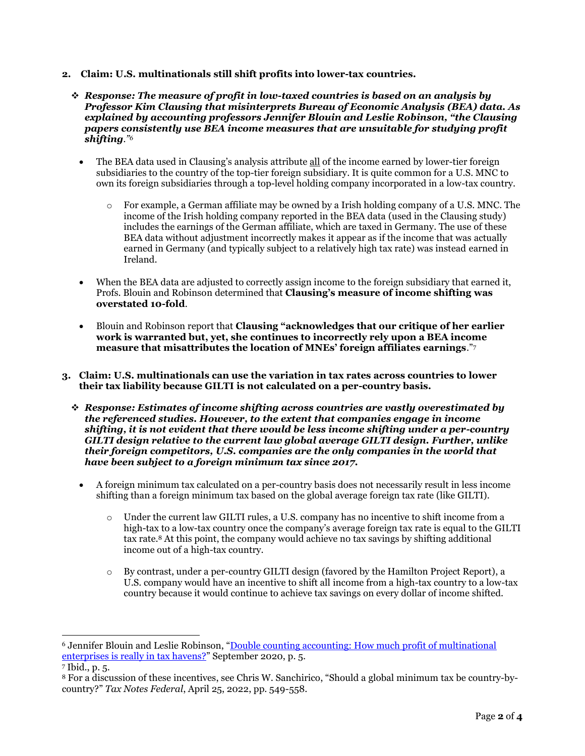2. **Claim: U.S. multinationals still shift profits into lower-tax countries.**

   ❖ ***Response: The measure of profit in low-taxed countries is based on an analysis by Professor Kim Clausing that misinterprets Bureau of Economic Analysis (BEA) data. As explained by accounting professors Jennifer Blouin and Leslie Robinson, "the Clausing papers consistently use BEA income measures that are unsuitable for studying profit shifting."***[6]

   - The BEA data used in Clausing's analysis attribute <u>all</u> of the income earned by lower-tier foreign subsidiaries to the country of the top-tier foreign subsidiary. It is quite common for a U.S. MNC to own its foreign subsidiaries through a top-level holding company incorporated in a low-tax country.
     - For example, a German affiliate may be owned by a Irish holding company of a U.S. MNC. The income of the Irish holding company reported in the BEA data (used in the Clausing study) includes the earnings of the German affiliate, which are taxed in Germany. The use of these BEA data without adjustment incorrectly makes it appear as if the income that was actually earned in Germany (and typically subject to a relatively high tax rate) was instead earned in Ireland.
   - When the BEA data are adjusted to correctly assign income to the foreign subsidiary that earned it, Profs. Blouin and Robinson determined that **Clausing's measure of income shifting was overstated 10-fold**.
   - Blouin and Robinson report that **Clausing "acknowledges that our critique of her earlier work is warranted but, yet, she continues to incorrectly rely upon a BEA income measure that misattributes the location of MNEs' foreign affiliates earnings**."[7]

3. **Claim: U.S. multinationals can use the variation in tax rates across countries to lower their tax liability because GILTI is not calculated on a per-country basis.**

   ❖ ***Response: Estimates of income shifting across countries are vastly overestimated by the referenced studies. However, to the extent that companies engage in income shifting, it is not evident that there would be less income shifting under a per-country GILTI design relative to the current law global average GILTI design. Further, unlike their foreign competitors, U.S. companies are the only companies in the world that have been subject to a foreign minimum tax since 2017.***

   - A foreign minimum tax calculated on a per-country basis does not necessarily result in less income shifting than a foreign minimum tax based on the global average foreign tax rate (like GILTI).
     - Under the current law GILTI rules, a U.S. company has no incentive to shift income from a high-tax to a low-tax country once the company's average foreign tax rate is equal to the GILTI tax rate.[8] At this point, the company would achieve no tax savings by shifting additional income out of a high-tax country.
     - By contrast, under a per-country GILTI design (favored by the Hamilton Project Report), a U.S. company would have an incentive to shift all income from a high-tax country to a low-tax country because it would continue to achieve tax savings on every dollar of income shifted.

---

[6] Jennifer Blouin and Leslie Robinson, "Double counting accounting: How much profit of multinational enterprises is really in tax havens?" September 2020, p. 5.

[7] Ibid., p. 5.

[8] For a discussion of these incentives, see Chris W. Sanchirico, "Should a global minimum tax be country-by-country?" *Tax Notes Federal*, April 25, 2022, pp. 549-558.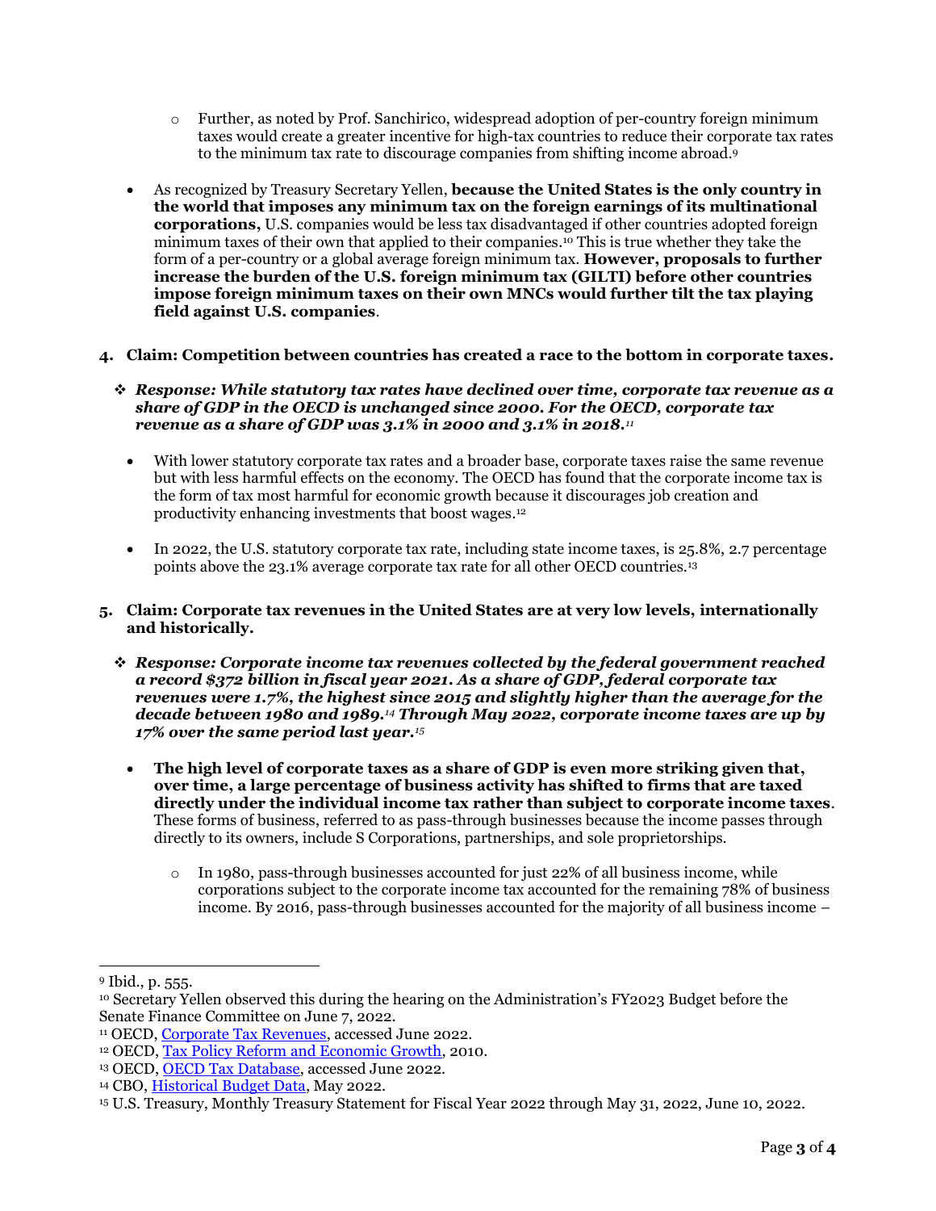- Further, as noted by Prof. Sanchirico, widespread adoption of per-country foreign minimum taxes would create a greater incentive for high-tax countries to reduce their corporate tax rates to the minimum tax rate to discourage companies from shifting income abroad.[9]

- As recognized by Treasury Secretary Yellen, **because the United States is the only country in the world that imposes any minimum tax on the foreign earnings of its multinational corporations,** U.S. companies would be less tax disadvantaged if other countries adopted foreign minimum taxes of their own that applied to their companies.[10] This is true whether they take the form of a per-country or a global average foreign minimum tax. **However, proposals to further increase the burden of the U.S. foreign minimum tax (GILTI) before other countries impose foreign minimum taxes on their own MNCs would further tilt the tax playing field against U.S. companies**.

**4. Claim: Competition between countries has created a race to the bottom in corporate taxes.**

- ***Response: While statutory tax rates have declined over time, corporate tax revenue as a share of GDP in the OECD is unchanged since 2000. For the OECD, corporate tax revenue as a share of GDP was 3.1% in 2000 and 3.1% in 2018.***[11]

  - With lower statutory corporate tax rates and a broader base, corporate taxes raise the same revenue but with less harmful effects on the economy. The OECD has found that the corporate income tax is the form of tax most harmful for economic growth because it discourages job creation and productivity enhancing investments that boost wages.[12]

  - In 2022, the U.S. statutory corporate tax rate, including state income taxes, is 25.8%, 2.7 percentage points above the 23.1% average corporate tax rate for all other OECD countries.[13]

**5. Claim: Corporate tax revenues in the United States are at very low levels, internationally and historically.**

- ***Response: Corporate income tax revenues collected by the federal government reached a record $372 billion in fiscal year 2021. As a share of GDP, federal corporate tax revenues were 1.7%, the highest since 2015 and slightly higher than the average for the decade between 1980 and 1989.***[14] ***Through May 2022, corporate income taxes are up by 17% over the same period last year.***[15]

  - **The high level of corporate taxes as a share of GDP is even more striking given that, over time, a large percentage of business activity has shifted to firms that are taxed directly under the individual income tax rather than subject to corporate income taxes**. These forms of business, referred to as pass-through businesses because the income passes through directly to its owners, include S Corporations, partnerships, and sole proprietorships.

    - In 1980, pass-through businesses accounted for just 22% of all business income, while corporations subject to the corporate income tax accounted for the remaining 78% of business income. By 2016, pass-through businesses accounted for the majority of all business income –

---

[9] Ibid., p. 555.

[10] Secretary Yellen observed this during the hearing on the Administration's FY2023 Budget before the Senate Finance Committee on June 7, 2022.

[11] OECD, Corporate Tax Revenues, accessed June 2022.

[12] OECD, Tax Policy Reform and Economic Growth, 2010.

[13] OECD, OECD Tax Database, accessed June 2022.

[14] CBO, Historical Budget Data, May 2022.

[15] U.S. Treasury, Monthly Treasury Statement for Fiscal Year 2022 through May 31, 2022, June 10, 2022.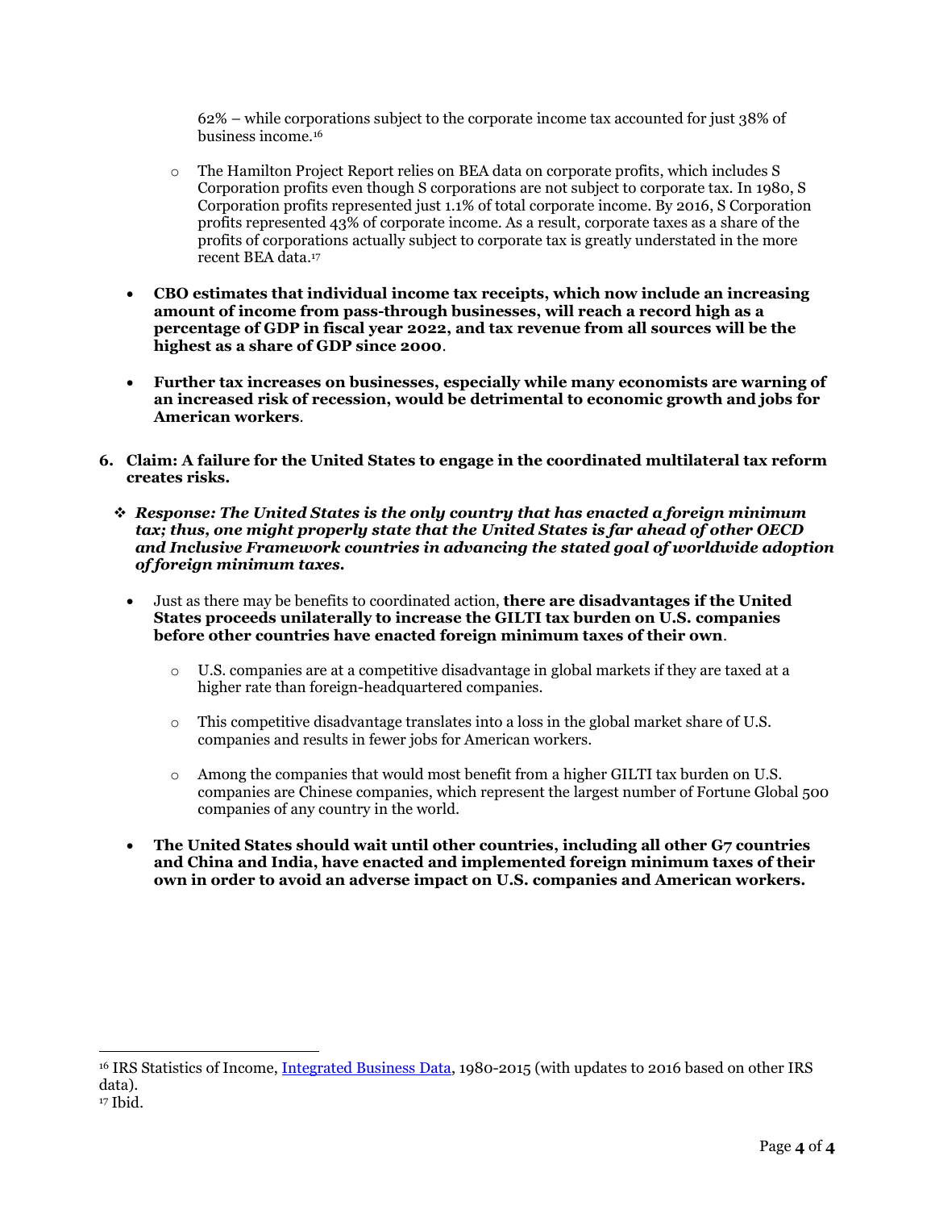62% – while corporations subject to the corporate income tax accounted for just 38% of business income.[16]

  - The Hamilton Project Report relies on BEA data on corporate profits, which includes S Corporation profits even though S corporations are not subject to corporate tax. In 1980, S Corporation profits represented just 1.1% of total corporate income. By 2016, S Corporation profits represented 43% of corporate income. As a result, corporate taxes as a share of the profits of corporations actually subject to corporate tax is greatly understated in the more recent BEA data.[17]

- **CBO estimates that individual income tax receipts, which now include an increasing amount of income from pass-through businesses, will reach a record high as a percentage of GDP in fiscal year 2022, and tax revenue from all sources will be the highest as a share of GDP since 2000**.

- **Further tax increases on businesses, especially while many economists are warning of an increased risk of recession, would be detrimental to economic growth and jobs for American workers**.

6. **Claim: A failure for the United States to engage in the coordinated multilateral tax reform creates risks.**

   - ***Response: The United States is the only country that has enacted a foreign minimum tax; thus, one might properly state that the United States is far ahead of other OECD and Inclusive Framework countries in advancing the stated goal of worldwide adoption of foreign minimum taxes.***

   - Just as there may be benefits to coordinated action, **there are disadvantages if the United States proceeds unilaterally to increase the GILTI tax burden on U.S. companies before other countries have enacted foreign minimum taxes of their own**.

     - U.S. companies are at a competitive disadvantage in global markets if they are taxed at a higher rate than foreign-headquartered companies.

     - This competitive disadvantage translates into a loss in the global market share of U.S. companies and results in fewer jobs for American workers.

     - Among the companies that would most benefit from a higher GILTI tax burden on U.S. companies are Chinese companies, which represent the largest number of Fortune Global 500 companies of any country in the world.

   - **The United States should wait until other countries, including all other G7 countries and China and India, have enacted and implemented foreign minimum taxes of their own in order to avoid an adverse impact on U.S. companies and American workers.**

---

[16] IRS Statistics of Income, [Integrated Business Data](), 1980-2015 (with updates to 2016 based on other IRS data).

[17] Ibid.